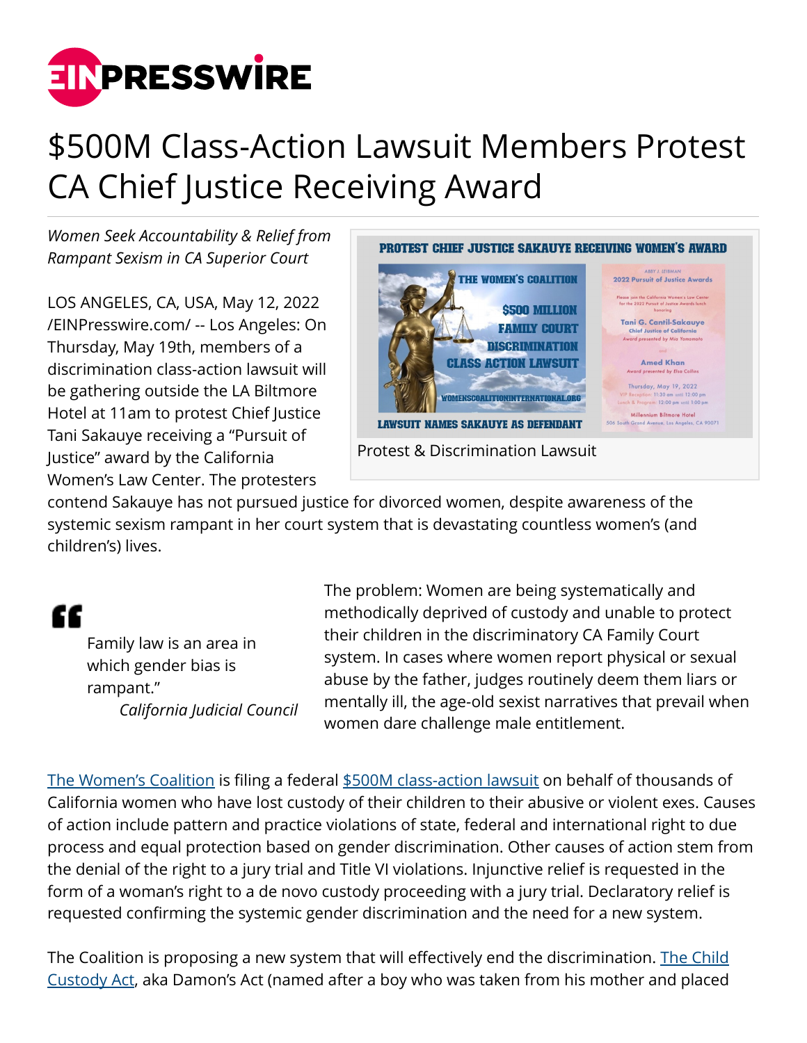# $500M Class-Action Lawsuit Members Protest CA Chief Justice Receiving Award

*Women Seek Accountability & Relief from Rampant Sexism in CA Superior Court*

Protest & Discrimination Lawsuit

LOS ANGELES, CA, USA, May 12, 2022 /EINPresswire.com/ -- Los Angeles: On Thursday, May 19th, members of a discrimination class-action lawsuit will be gathering outside the LA Biltmore Hotel at 11am to protest Chief Justice Tani Sakauye receiving a "Pursuit of Justice" award by the California Women's Law Center. The protesters contend Sakauye has not pursued justice for divorced women, despite awareness of the systemic sexism rampant in her court system that is devastating countless women's (and children's) lives.

> Family law is an area in which gender bias is rampant."
>
> *California Judicial Council*

The problem: Women are being systematically and methodically deprived of custody and unable to protect their children in the discriminatory CA Family Court system. In cases where women report physical or sexual abuse by the father, judges routinely deem them liars or mentally ill, the age-old sexist narratives that prevail when women dare challenge male entitlement.

[The Women's Coalition](#) is filing a federal [$500M class-action lawsuit](#) on behalf of thousands of California women who have lost custody of their children to their abusive or violent exes. Causes of action include pattern and practice violations of state, federal and international right to due process and equal protection based on gender discrimination. Other causes of action stem from the denial of the right to a jury trial and Title VI violations. Injunctive relief is requested in the form of a woman's right to a de novo custody proceeding with a jury trial. Declaratory relief is requested confirming the systemic gender discrimination and the need for a new system.

The Coalition is proposing a new system that will effectively end the discrimination. [The Child Custody Act](#), aka Damon's Act (named after a boy who was taken from his mother and placed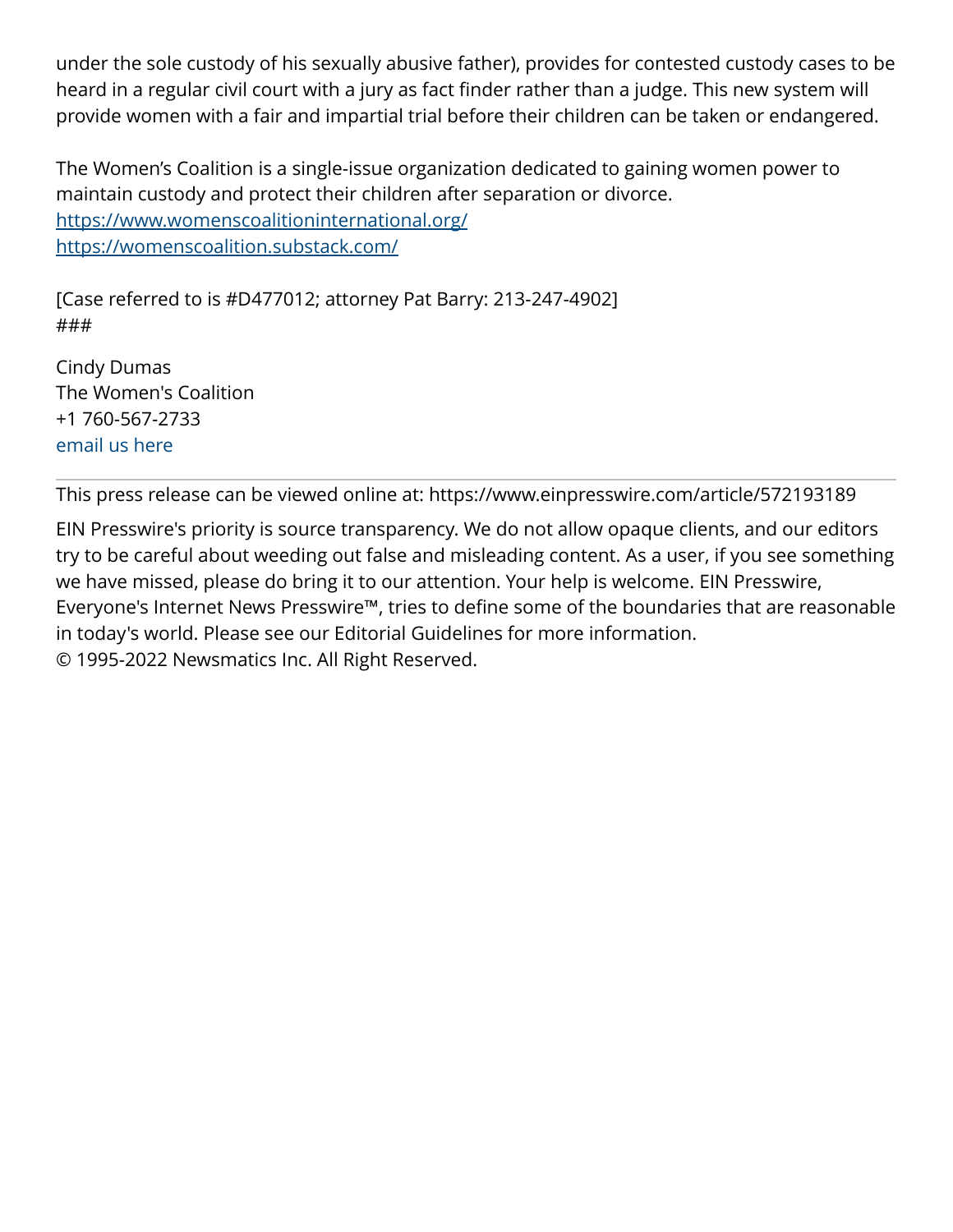under the sole custody of his sexually abusive father), provides for contested custody cases to be heard in a regular civil court with a jury as fact finder rather than a judge. This new system will provide women with a fair and impartial trial before their children can be taken or endangered.

The Women's Coalition is a single-issue organization dedicated to gaining women power to maintain custody and protect their children after separation or divorce.
https://www.womenscoalitioninternational.org/
https://womenscoalition.substack.com/

[Case referred to is #D477012; attorney Pat Barry: 213-247-4902]
###

Cindy Dumas
The Women's Coalition
+1 760-567-2733
email us here

---

This press release can be viewed online at: https://www.einpresswire.com/article/572193189

EIN Presswire's priority is source transparency. We do not allow opaque clients, and our editors try to be careful about weeding out false and misleading content. As a user, if you see something we have missed, please do bring it to our attention. Your help is welcome. EIN Presswire, Everyone's Internet News Presswire™, tries to define some of the boundaries that are reasonable in today's world. Please see our Editorial Guidelines for more information.
© 1995-2022 Newsmatics Inc. All Right Reserved.